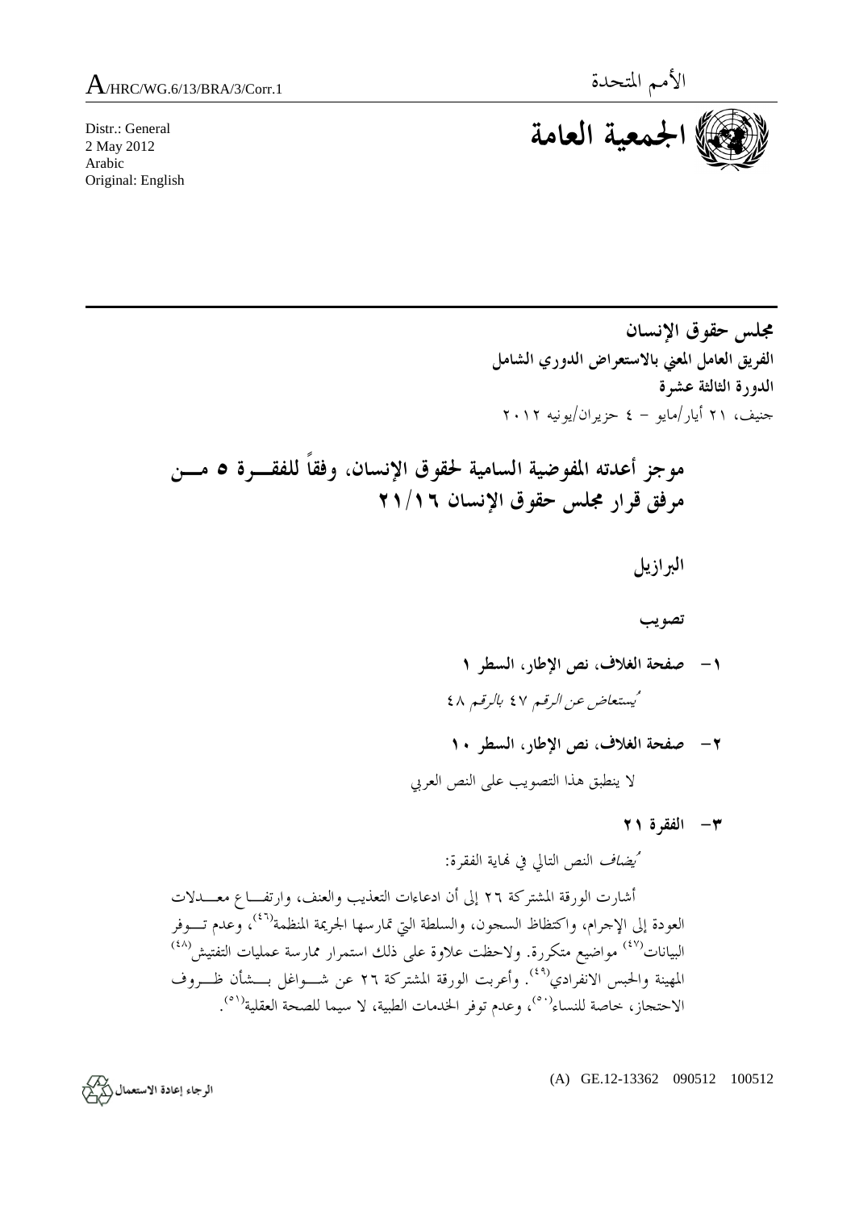A/HRC/WG.6/13/BRA/3/Corr.1

الأمم المتحدة

Distr.: General
2 May 2012
Arabic
Original: English

**الجمعية العامة**

**مجلس حقوق الإنسان**
**الفريق العامل المعني بالاستعراض الدوري الشامل**
**الدورة الثالثة عشرة**
جنيف، ٢١ أيار/مايو – ٤ حزيران/يونيه ٢٠١٢

# موجز أعدته المفوضية السامية لحقوق الإنسان، وفقاً للفقرة ٥ من مرفق قرار مجلس حقوق الإنسان ٢١/١٦

## البرازيل

### تصويب

**١- صفحة الغلاف، نص الإطار، السطر ١**

*يُستعاض عن الرقم* ٤٧ *بالرقم* ٤٨

**٢- صفحة الغلاف، نص الإطار، السطر ١٠**

لا ينطبق هذا التصويب على النص العربي

**٣- الفقرة ٢١**

*يُضاف* النص التالي في نهاية الفقرة:

أشارت الورقة المشتركة ٢٦ إلى أن ادعاءات التعذيب والعنف، وارتفاع معدلات العودة إلى الإجرام، واكتظاظ السجون، والسلطة التي تمارسها الجريمة المنظمة[٤٦]، وعدم توفر البيانات[٤٧] مواضيع متكررة. ولاحظت علاوة على ذلك استمرار ممارسة عمليات التفتيش[٤٨] المهينة والحبس الانفرادي[٤٩]. وأعربت الورقة المشتركة ٢٦ عن شواغل بشأن ظروف الاحتجاز، خاصة للنساء[٥٠]، وعدم توفر الخدمات الطبية، لا سيما للصحة العقلية[٥١].

(A) GE.12-13362 090512 100512

الرجاء إعادة الاستعمال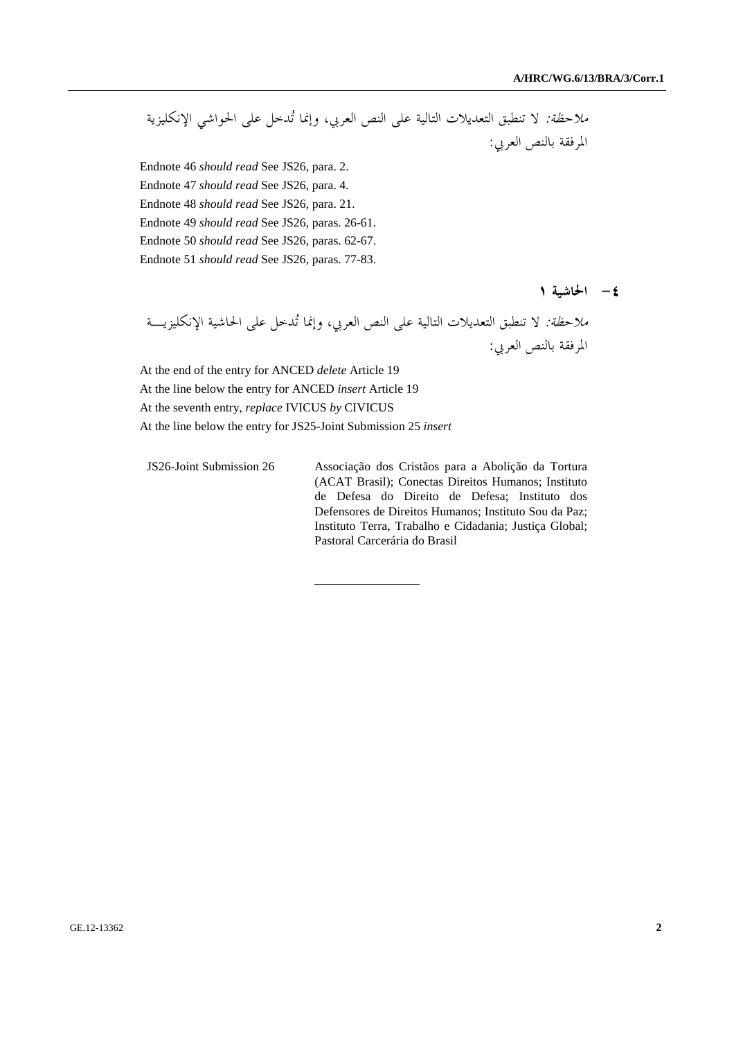*ملاحظة:* لا تنطبق التعديلات التالية على النص العربي، وإنما تُدخل على الحواشي الإنكليزية المرفقة بالنص العربي:

Endnote 46 *should read* See JS26, para. 2.

Endnote 47 *should read* See JS26, para. 4.

Endnote 48 *should read* See JS26, para. 21.

Endnote 49 *should read* See JS26, paras. 26-61.

Endnote 50 *should read* See JS26, paras. 62-67.

Endnote 51 *should read* See JS26, paras. 77-83.

**٤- الحاشية ١**

*ملاحظة:* لا تنطبق التعديلات التالية على النص العربي، وإنما تُدخل على الحاشية الإنكليزية المرفقة بالنص العربي:

At the end of the entry for ANCED *delete* Article 19

At the line below the entry for ANCED *insert* Article 19

At the seventh entry, *replace* IVICUS *by* CIVICUS

At the line below the entry for JS25-Joint Submission 25 *insert*

| | |
|---|---|
| JS26-Joint Submission 26 | Associação dos Cristãos para a Abolição da Tortura (ACAT Brasil); Conectas Direitos Humanos; Instituto de Defesa do Direito de Defesa; Instituto dos Defensores de Direitos Humanos; Instituto Sou da Paz; Instituto Terra, Trabalho e Cidadania; Justiça Global; Pastoral Carcerária do Brasil |